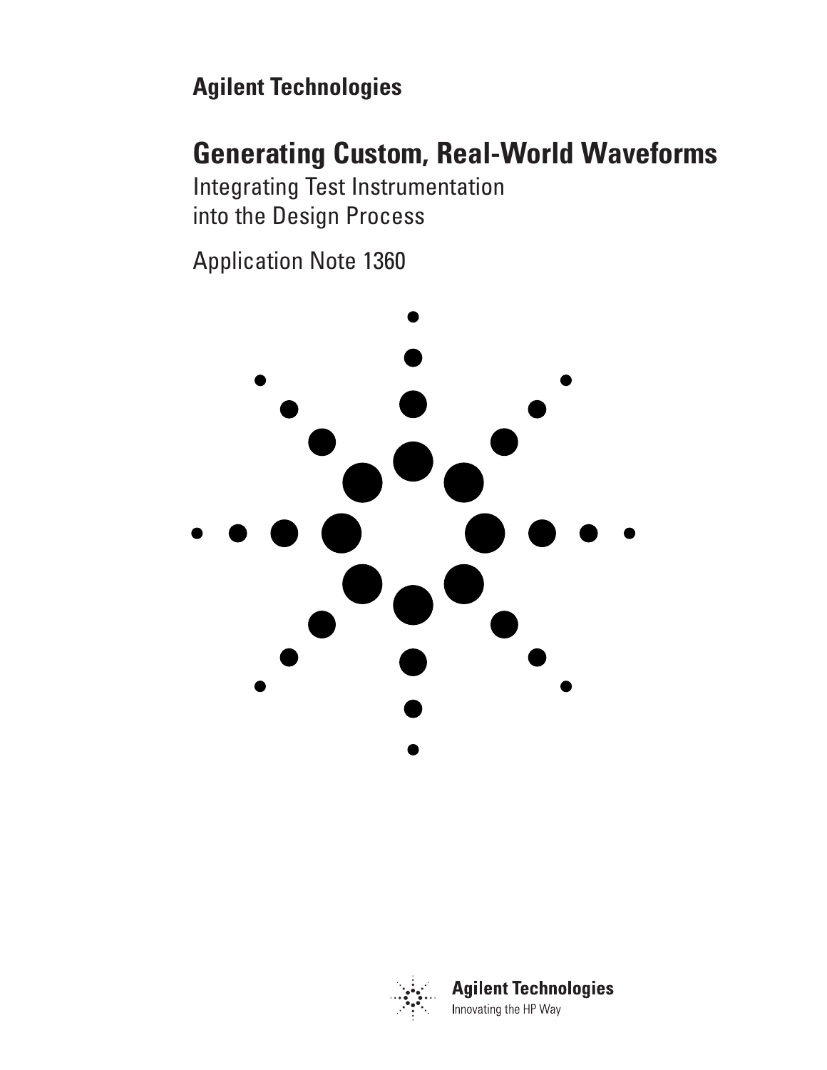**Agilent Technologies**

# Generating Custom, Real-World Waveforms

## Integrating Test Instrumentation into the Design Process

Application Note 1360

**Agilent Technologies**

Innovating the HP Way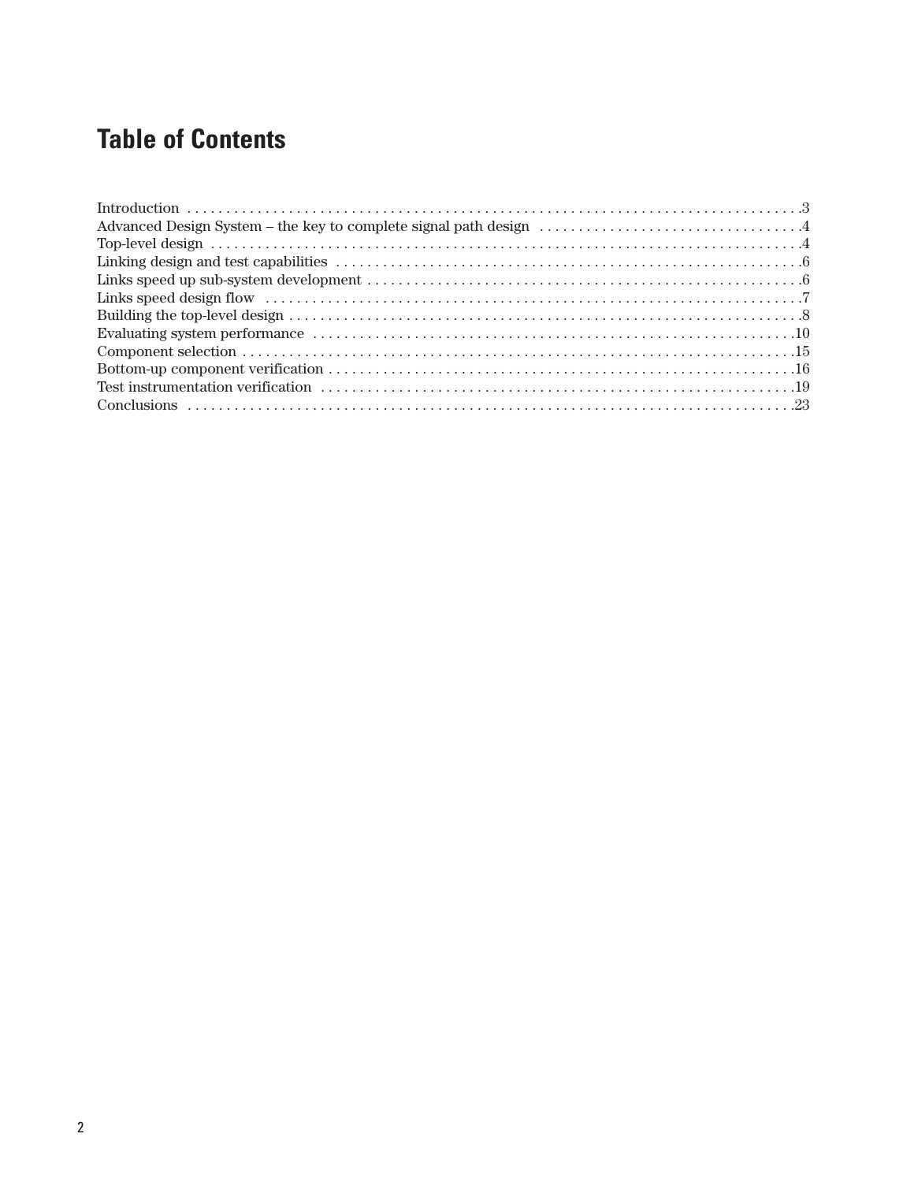# Table of Contents

| Section | Page |
| --- | --- |
| Introduction | 3 |
| Advanced Design System – the key to complete signal path design | 4 |
| Top-level design | 4 |
| Linking design and test capabilities | 6 |
| Links speed up sub-system development | 6 |
| Links speed design flow | 7 |
| Building the top-level design | 8 |
| Evaluating system performance | 10 |
| Component selection | 15 |
| Bottom-up component verification | 16 |
| Test instrumentation verification | 19 |
| Conclusions | 23 |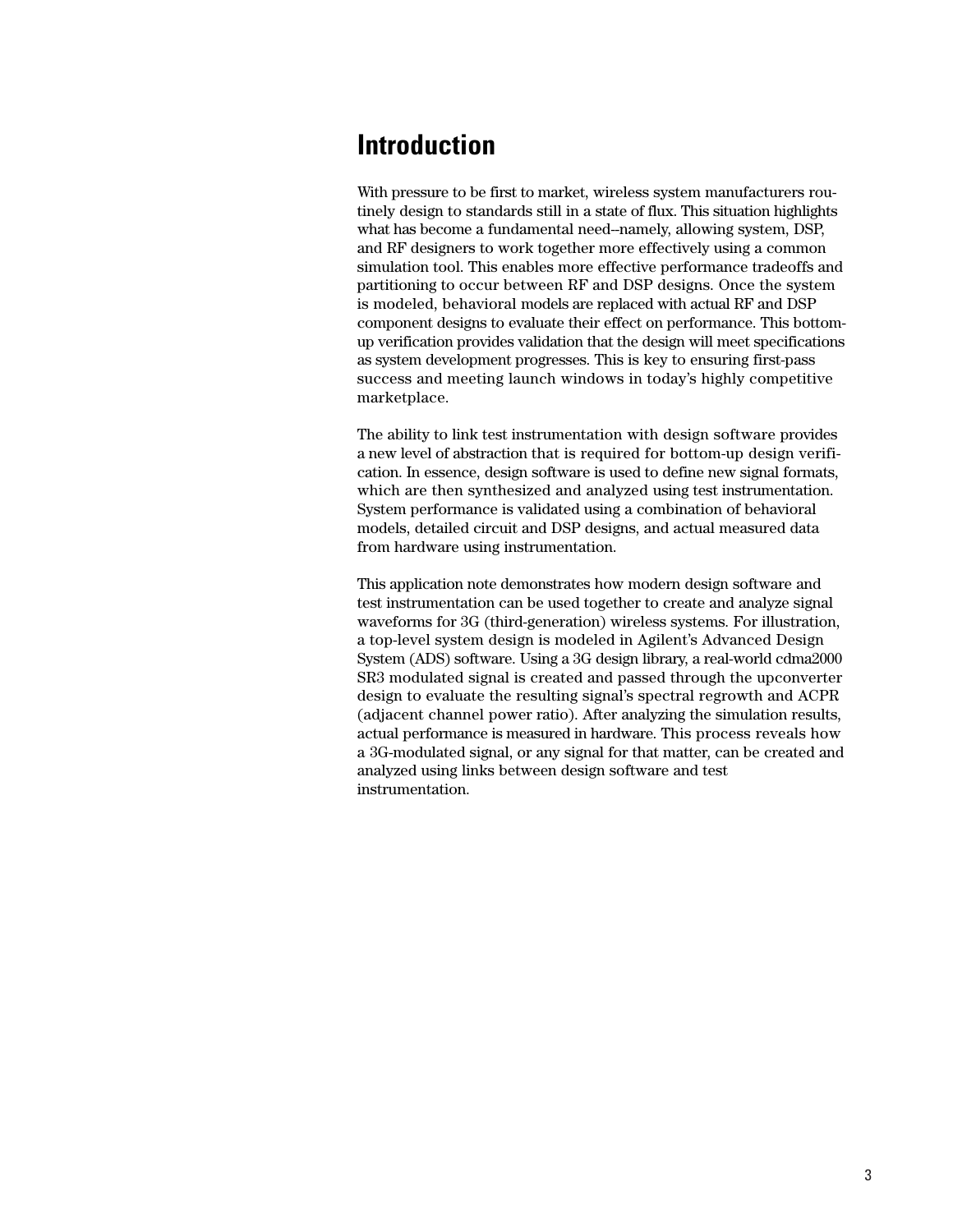# Introduction

With pressure to be first to market, wireless system manufacturers routinely design to standards still in a state of flux. This situation highlights what has become a fundamental need--namely, allowing system, DSP, and RF designers to work together more effectively using a common simulation tool. This enables more effective performance tradeoffs and partitioning to occur between RF and DSP designs. Once the system is modeled, behavioral models are replaced with actual RF and DSP component designs to evaluate their effect on performance. This bottom-up verification provides validation that the design will meet specifications as system development progresses. This is key to ensuring first-pass success and meeting launch windows in today's highly competitive marketplace.

The ability to link test instrumentation with design software provides a new level of abstraction that is required for bottom-up design verification. In essence, design software is used to define new signal formats, which are then synthesized and analyzed using test instrumentation. System performance is validated using a combination of behavioral models, detailed circuit and DSP designs, and actual measured data from hardware using instrumentation.

This application note demonstrates how modern design software and test instrumentation can be used together to create and analyze signal waveforms for 3G (third-generation) wireless systems. For illustration, a top-level system design is modeled in Agilent's Advanced Design System (ADS) software. Using a 3G design library, a real-world cdma2000 SR3 modulated signal is created and passed through the upconverter design to evaluate the resulting signal's spectral regrowth and ACPR (adjacent channel power ratio). After analyzing the simulation results, actual performance is measured in hardware. This process reveals how a 3G-modulated signal, or any signal for that matter, can be created and analyzed using links between design software and test instrumentation.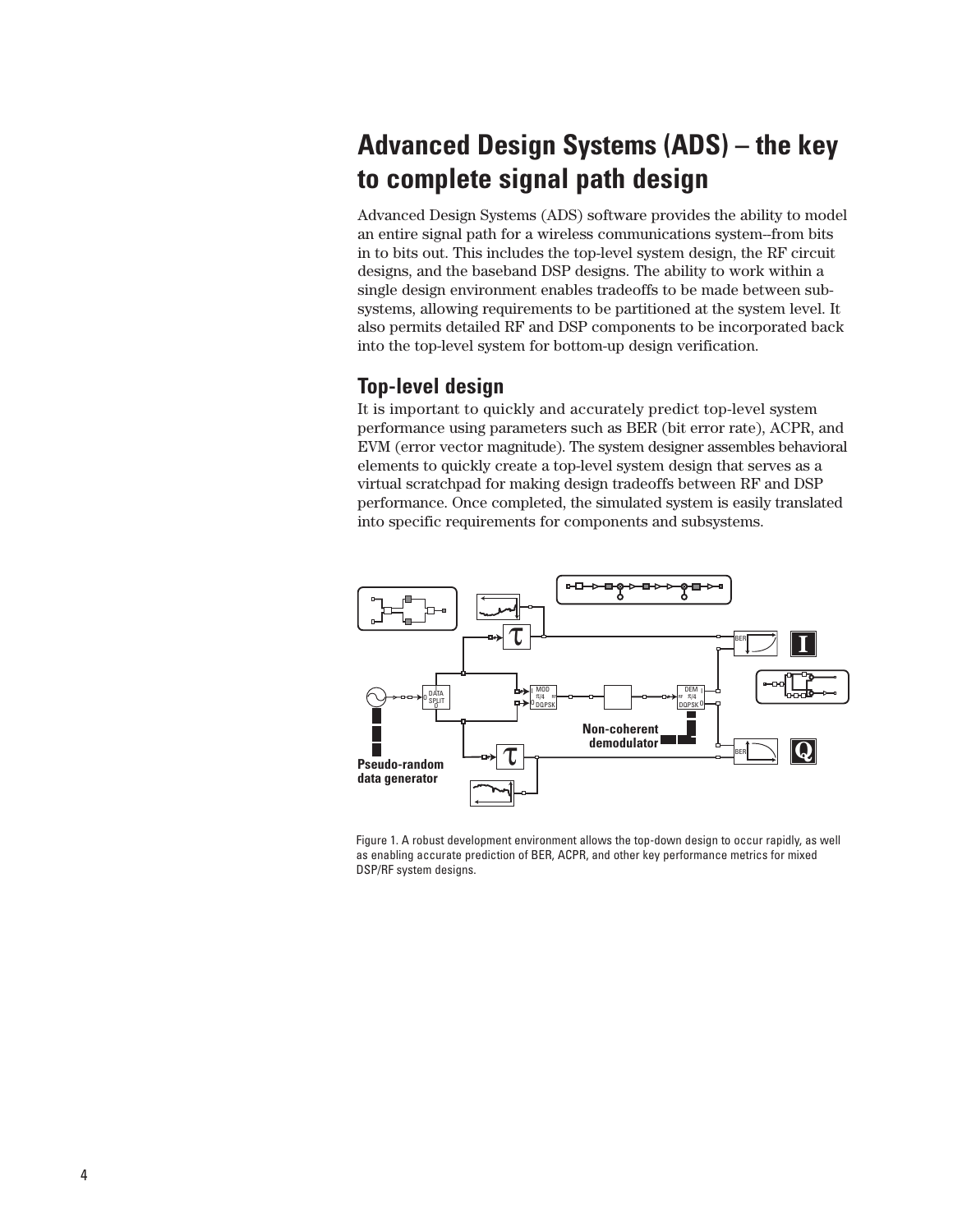# Advanced Design Systems (ADS) – the key to complete signal path design

Advanced Design Systems (ADS) software provides the ability to model an entire signal path for a wireless communications system--from bits in to bits out. This includes the top-level system design, the RF circuit designs, and the baseband DSP designs. The ability to work within a single design environment enables tradeoffs to be made between sub-systems, allowing requirements to be partitioned at the system level. It also permits detailed RF and DSP components to be incorporated back into the top-level system for bottom-up design verification.

## Top-level design

It is important to quickly and accurately predict top-level system performance using parameters such as BER (bit error rate), ACPR, and EVM (error vector magnitude). The system designer assembles behavioral elements to quickly create a top-level system design that serves as a virtual scratchpad for making design tradeoffs between RF and DSP performance. Once completed, the simulated system is easily translated into specific requirements for components and subsystems.

Figure 1. A robust development environment allows the top-down design to occur rapidly, as well as enabling accurate prediction of BER, ACPR, and other key performance metrics for mixed DSP/RF system designs.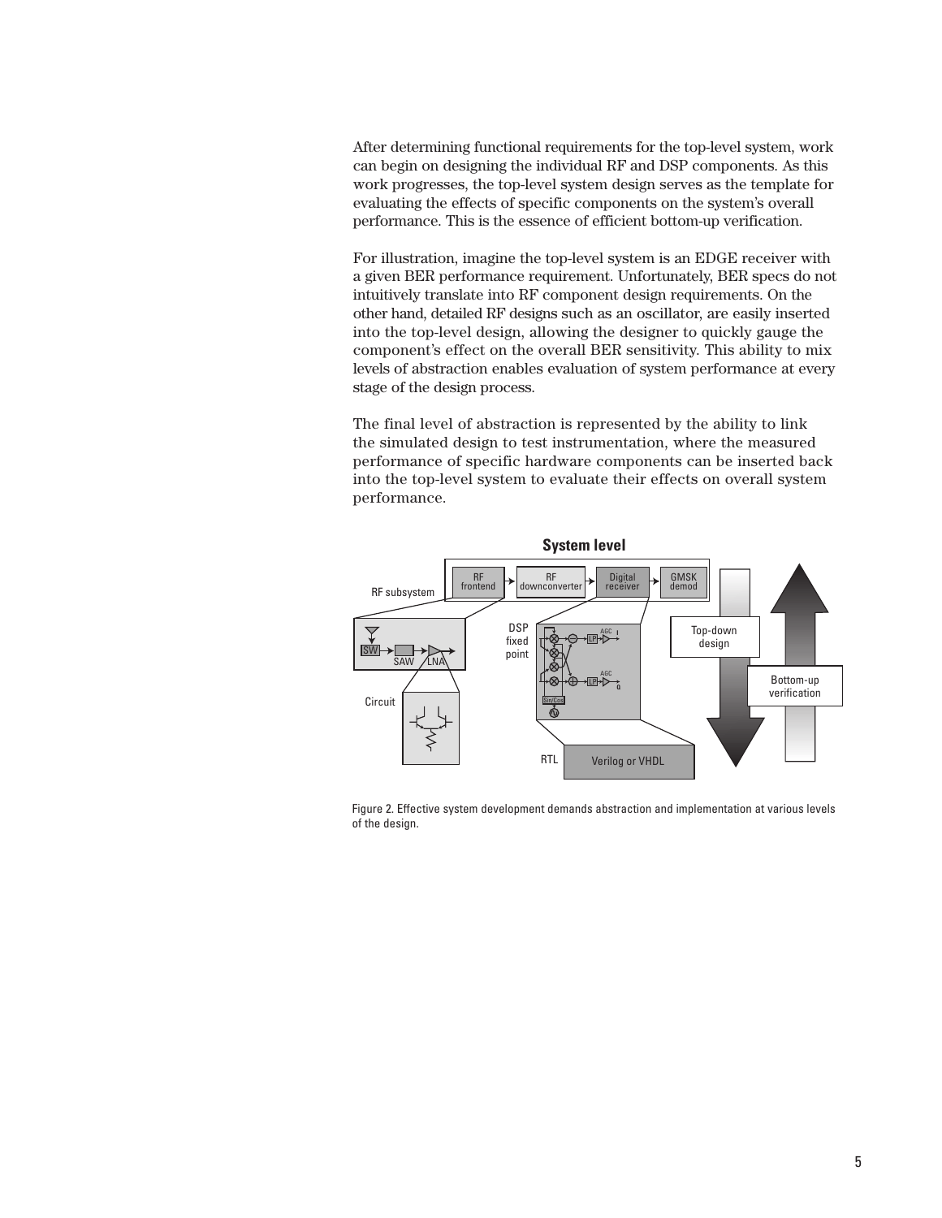After determining functional requirements for the top-level system, work can begin on designing the individual RF and DSP components. As this work progresses, the top-level system design serves as the template for evaluating the effects of specific components on the system's overall performance. This is the essence of efficient bottom-up verification.

For illustration, imagine the top-level system is an EDGE receiver with a given BER performance requirement. Unfortunately, BER specs do not intuitively translate into RF component design requirements. On the other hand, detailed RF designs such as an oscillator, are easily inserted into the top-level design, allowing the designer to quickly gauge the component's effect on the overall BER sensitivity. This ability to mix levels of abstraction enables evaluation of system performance at every stage of the design process.

The final level of abstraction is represented by the ability to link the simulated design to test instrumentation, where the measured performance of specific hardware components can be inserted back into the top-level system to evaluate their effects on overall system performance.

Figure 2. Effective system development demands abstraction and implementation at various levels of the design.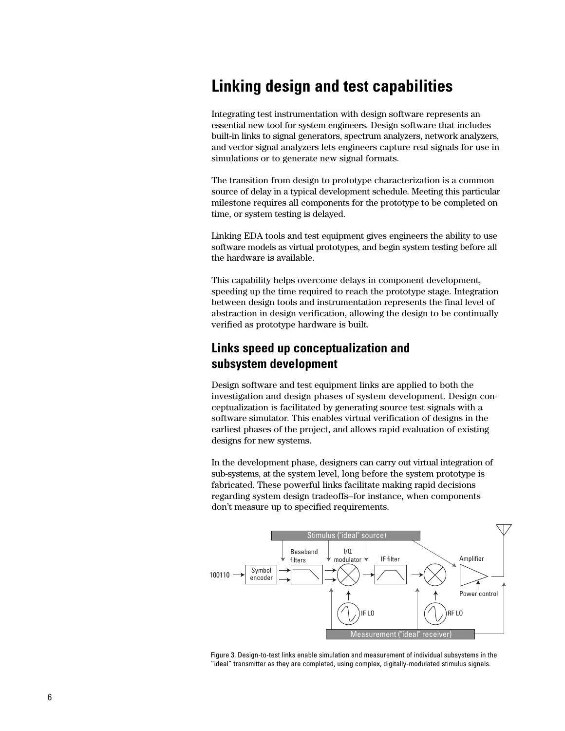# Linking design and test capabilities

Integrating test instrumentation with design software represents an essential new tool for system engineers. Design software that includes built-in links to signal generators, spectrum analyzers, network analyzers, and vector signal analyzers lets engineers capture real signals for use in simulations or to generate new signal formats.

The transition from design to prototype characterization is a common source of delay in a typical development schedule. Meeting this particular milestone requires all components for the prototype to be completed on time, or system testing is delayed.

Linking EDA tools and test equipment gives engineers the ability to use software models as virtual prototypes, and begin system testing before all the hardware is available.

This capability helps overcome delays in component development, speeding up the time required to reach the prototype stage. Integration between design tools and instrumentation represents the final level of abstraction in design verification, allowing the design to be continually verified as prototype hardware is built.

## Links speed up conceptualization and subsystem development

Design software and test equipment links are applied to both the investigation and design phases of system development. Design conceptualization is facilitated by generating source test signals with a software simulator. This enables virtual verification of designs in the earliest phases of the project, and allows rapid evaluation of existing designs for new systems.

In the development phase, designers can carry out virtual integration of sub-systems, at the system level, long before the system prototype is fabricated. These powerful links facilitate making rapid decisions regarding system design tradeoffs--for instance, when components don't measure up to specified requirements.

Figure 3. Design-to-test links enable simulation and measurement of individual subsystems in the "ideal" transmitter as they are completed, using complex, digitally-modulated stimulus signals.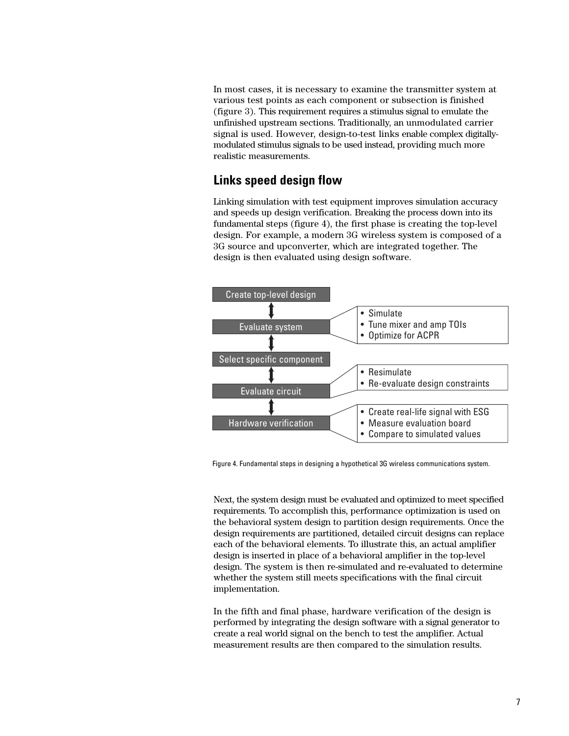In most cases, it is necessary to examine the transmitter system at various test points as each component or subsection is finished (figure 3). This requirement requires a stimulus signal to emulate the unfinished upstream sections. Traditionally, an unmodulated carrier signal is used. However, design-to-test links enable complex digitally-modulated stimulus signals to be used instead, providing much more realistic measurements.

## Links speed design flow

Linking simulation with test equipment improves simulation accuracy and speeds up design verification. Breaking the process down into its fundamental steps (figure 4), the first phase is creating the top-level design. For example, a modern 3G wireless system is composed of a 3G source and upconverter, which are integrated together. The design is then evaluated using design software.

- Create top-level design
- Evaluate system
  - Simulate
  - Tune mixer and amp TOIs
  - Optimize for ACPR
- Select specific component
- Evaluate circuit
  - Resimulate
  - Re-evaluate design constraints
- Hardware verification
  - Create real-life signal with ESG
  - Measure evaluation board
  - Compare to simulated values

Figure 4. Fundamental steps in designing a hypothetical 3G wireless communications system.

Next, the system design must be evaluated and optimized to meet specified requirements. To accomplish this, performance optimization is used on the behavioral system design to partition design requirements. Once the design requirements are partitioned, detailed circuit designs can replace each of the behavioral elements. To illustrate this, an actual amplifier design is inserted in place of a behavioral amplifier in the top-level design. The system is then re-simulated and re-evaluated to determine whether the system still meets specifications with the final circuit implementation.

In the fifth and final phase, hardware verification of the design is performed by integrating the design software with a signal generator to create a real world signal on the bench to test the amplifier. Actual measurement results are then compared to the simulation results.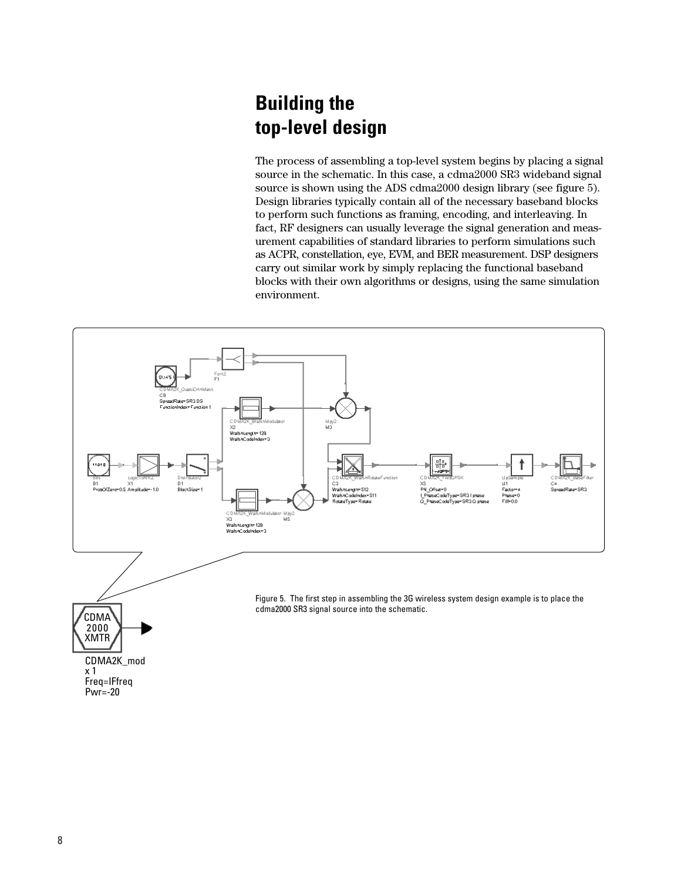## Building the top-level design

The process of assembling a top-level system begins by placing a signal source in the schematic. In this case, a cdma2000 SR3 wideband signal source is shown using the ADS cdma2000 design library (see figure 5). Design libraries typically contain all of the necessary baseband blocks to perform such functions as framing, encoding, and interleaving. In fact, RF designers can usually leverage the signal generation and measurement capabilities of standard libraries to perform simulations such as ACPR, constellation, eye, EVM, and BER measurement. DSP designers carry out similar work by simply replacing the functional baseband blocks with their own algorithms or designs, using the same simulation environment.

Figure 5. The first step in assembling the 3G wireless system design example is to place the cdma2000 SR3 signal source into the schematic.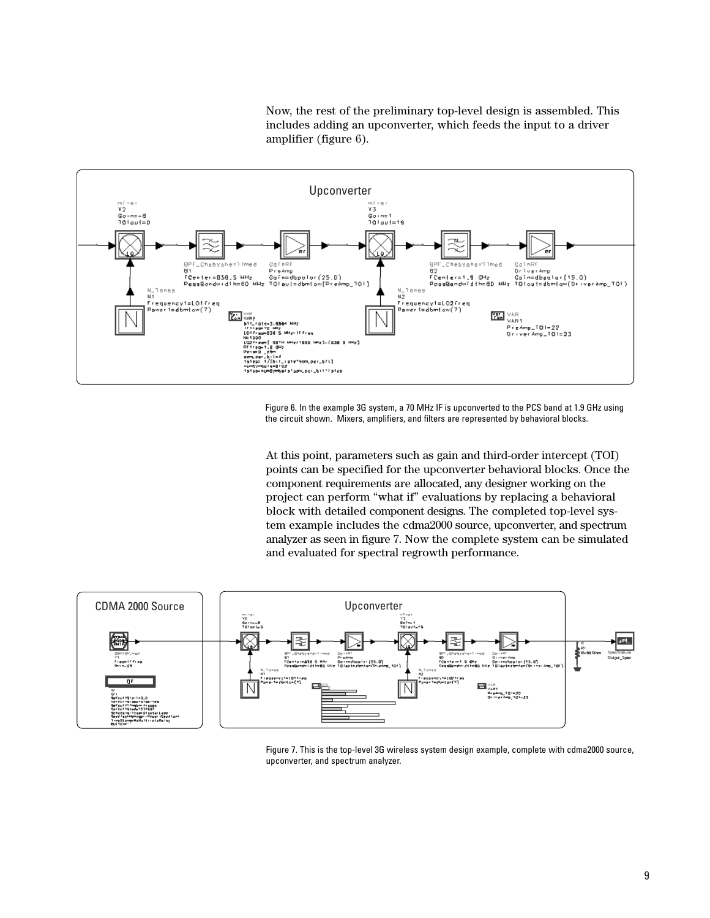Now, the rest of the preliminary top-level design is assembled. This includes adding an upconverter, which feeds the input to a driver amplifier (figure 6).

Figure 6. In the example 3G system, a 70 MHz IF is upconverted to the PCS band at 1.9 GHz using the circuit shown. Mixers, amplifiers, and filters are represented by behavioral blocks.

At this point, parameters such as gain and third-order intercept (TOI) points can be specified for the upconverter behavioral blocks. Once the component requirements are allocated, any designer working on the project can perform “what if” evaluations by replacing a behavioral block with detailed component designs. The completed top-level system example includes the cdma2000 source, upconverter, and spectrum analyzer as seen in figure 7. Now the complete system can be simulated and evaluated for spectral regrowth performance.

Figure 7. This is the top-level 3G wireless system design example, complete with cdma2000 source, upconverter, and spectrum analyzer.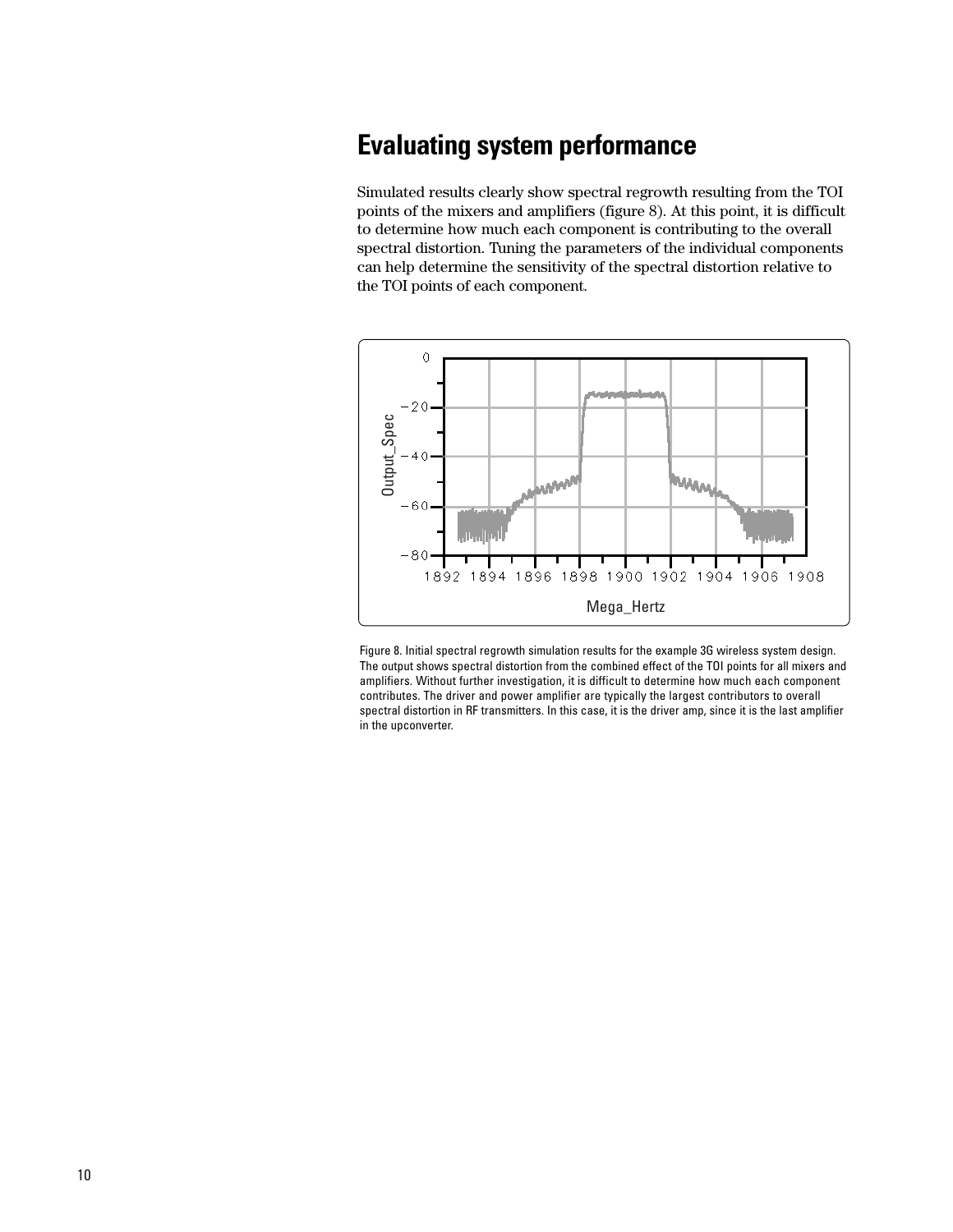# Evaluating system performance

Simulated results clearly show spectral regrowth resulting from the TOI points of the mixers and amplifiers (figure 8). At this point, it is difficult to determine how much each component is contributing to the overall spectral distortion. Tuning the parameters of the individual components can help determine the sensitivity of the spectral distortion relative to the TOI points of each component.

Figure 8. Initial spectral regrowth simulation results for the example 3G wireless system design. The output shows spectral distortion from the combined effect of the TOI points for all mixers and amplifiers. Without further investigation, it is difficult to determine how much each component contributes. The driver and power amplifier are typically the largest contributors to overall spectral distortion in RF transmitters. In this case, it is the driver amp, since it is the last amplifier in the upconverter.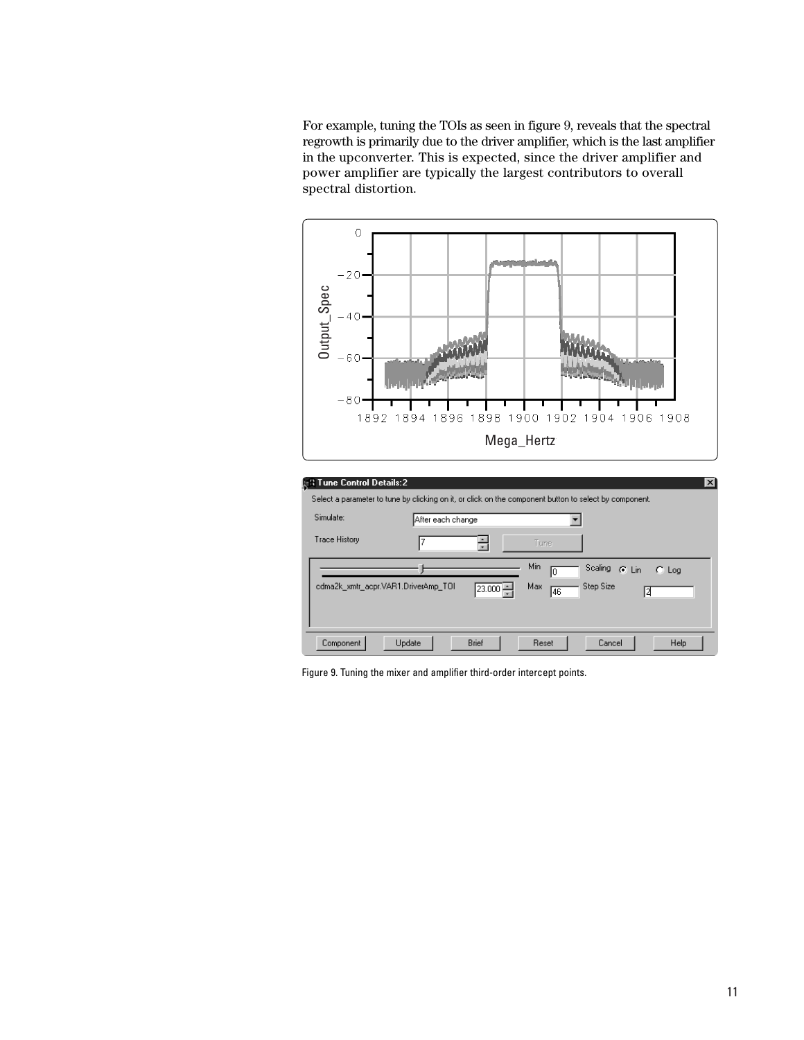For example, tuning the TOIs as seen in figure 9, reveals that the spectral regrowth is primarily due to the driver amplifier, which is the last amplifier in the upconverter. This is expected, since the driver amplifier and power amplifier are typically the largest contributors to overall spectral distortion.

Figure 9. Tuning the mixer and amplifier third-order intercept points.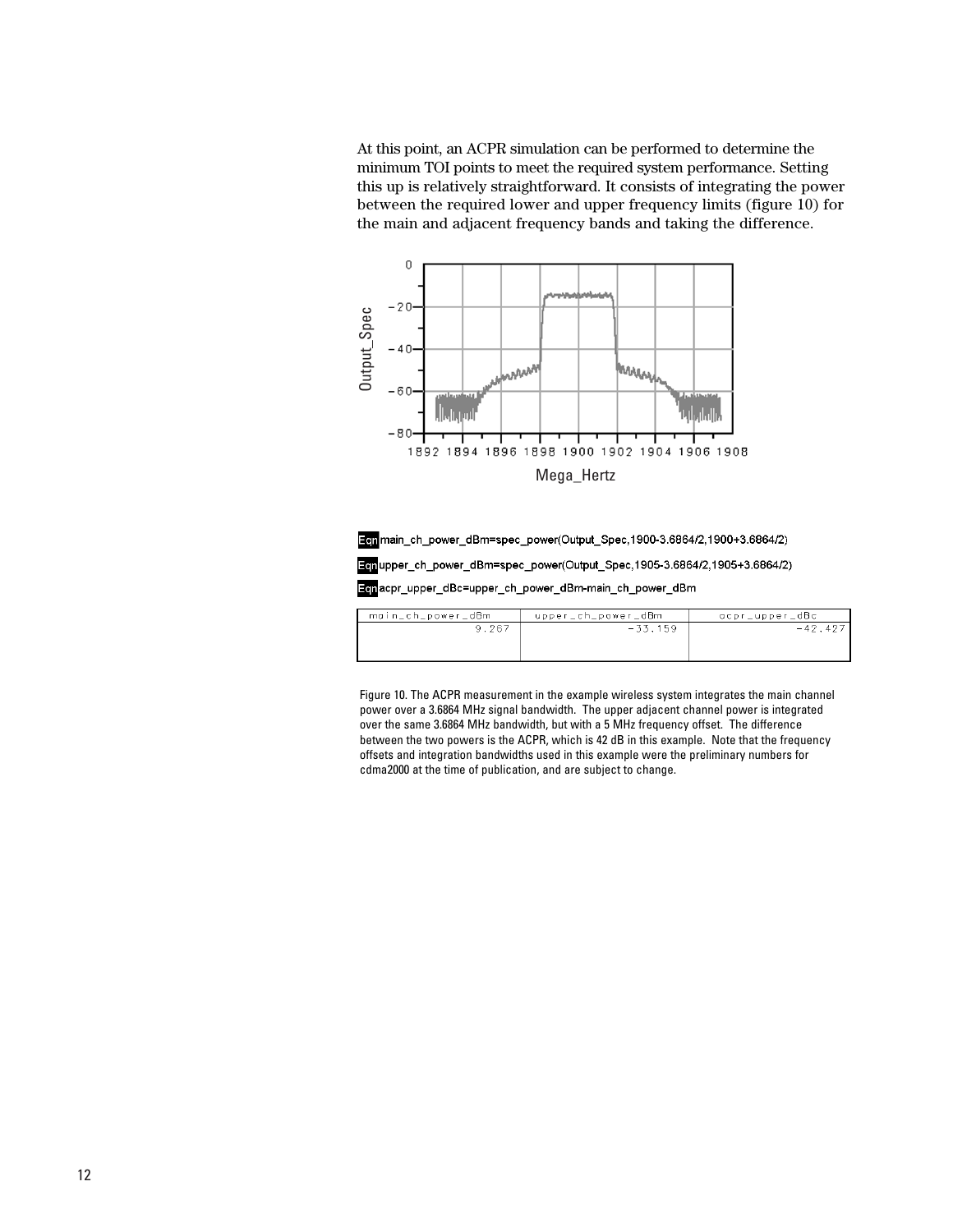At this point, an ACPR simulation can be performed to determine the minimum TOI points to meet the required system performance. Setting this up is relatively straightforward. It consists of integrating the power between the required lower and upper frequency limits (figure 10) for the main and adjacent frequency bands and taking the difference.

Eqn main_ch_power_dBm=spec_power(Output_Spec,1900-3.6864/2,1900+3.6864/2)

Eqn upper_ch_power_dBm=spec_power(Output_Spec,1905-3.6864/2,1905+3.6864/2)

Eqn acpr_upper_dBc=upper_ch_power_dBm-main_ch_power_dBm

| main_ch_power_dBm | upper_ch_power_dBm | acpr_upper_dBc |
|---|---|---|
| 9.267 | -33.159 | -42.427 |

Figure 10. The ACPR measurement in the example wireless system integrates the main channel power over a 3.6864 MHz signal bandwidth. The upper adjacent channel power is integrated over the same 3.6864 MHz bandwidth, but with a 5 MHz frequency offset. The difference between the two powers is the ACPR, which is 42 dB in this example. Note that the frequency offsets and integration bandwidths used in this example were the preliminary numbers for cdma2000 at the time of publication, and are subject to change.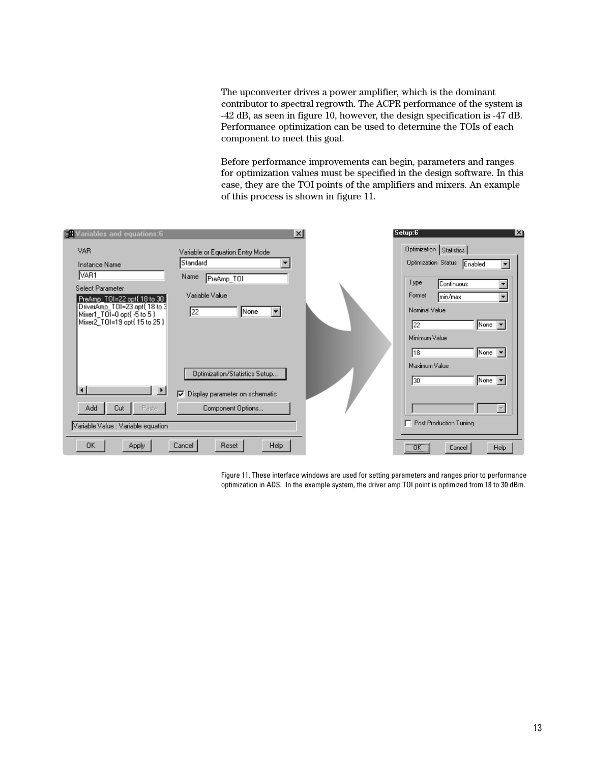The upconverter drives a power amplifier, which is the dominant contributor to spectral regrowth. The ACPR performance of the system is -42 dB, as seen in figure 10, however, the design specification is -47 dB. Performance optimization can be used to determine the TOIs of each component to meet this goal.

Before performance improvements can begin, parameters and ranges for optimization values must be specified in the design software. In this case, they are the TOI points of the amplifiers and mixers. An example of this process is shown in figure 11.

Figure 11. These interface windows are used for setting parameters and ranges prior to performance optimization in ADS. In the example system, the driver amp TOI point is optimized from 18 to 30 dBm.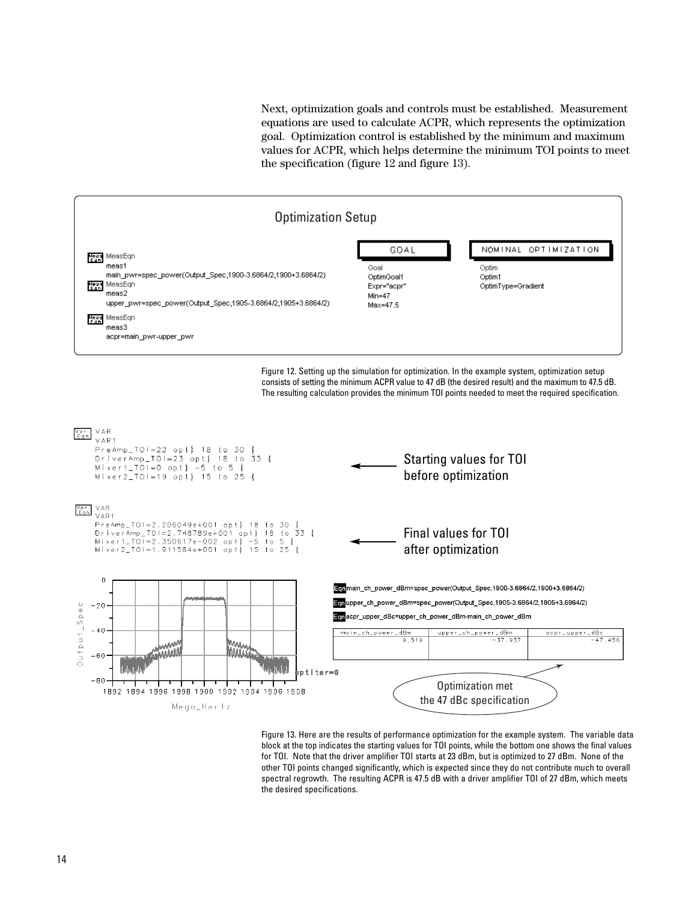Next, optimization goals and controls must be established. Measurement equations are used to calculate ACPR, which represents the optimization goal. Optimization control is established by the minimum and maximum values for ACPR, which helps determine the minimum TOI points to meet the specification (figure 12 and figure 13).

Optimization Setup

```
MeasEqn
meas1
main_pwr=spec_power(Output_Spec,1900-3.6864/2,1900+3.6864/2)
MeasEqn
meas2
upper_pwr=spec_power(Output_Spec,1905-3.6864/2,1905+3.6864/2)
MeasEqn
meas3
acpr=main_pwr-upper_pwr
```

```
GOAL
Goal
OptimGoal1
Expr="acpr"
Min=47
Max=47.5
```

```
NOMINAL OPTIMIZATION
Optim
Optim1
OptimType=Gradient
```

Figure 12. Setting up the simulation for optimization. In the example system, optimization setup consists of setting the minimum ACPR value to 47 dB (the desired result) and the maximum to 47.5 dB. The resulting calculation provides the minimum TOI points needed to meet the required specification.

```
VAR
VAR1
PreAmp_TOI=22 opt{ 18 to 30 }
DriverAmp_TOI=23 opt{ 18 to 33 }
Mixer1_TOI=0 opt{ -5 to 5 }
Mixer2_TOI=19 opt{ 15 to 25 }
```

Starting values for TOI before optimization

```
VAR
VAR1
PreAmp_TOI=2.206049e+001 opt{ 18 to 30 }
DriverAmp_TOI=2.748789e+001 opt{ 18 to 33 }
Mixer1_TOI=2.350617e-002 opt{ -5 to 5 }
Mixer2_TOI=1.911584e+001 opt{ 15 to 25 }
```

Final values for TOI after optimization

```
Eqn main_ch_power_dBm=spec_power(Output_Spec,1900-3.6864/2,1900+3.6864/2)
Eqn upper_ch_power_dBm=spec_power(Output_Spec,1905-3.6864/2,1905+3.6864/2)
Eqn acpr_upper_dBc=upper_ch_power_dBm-main_ch_power_dBm
```

| main_ch_power_dBm | upper_ch_power_dBm | acpr_upper_dBc |
|---|---|---|
| 9.519 | -37.937 | -47.456 |

Optimization met the 47 dBc specification

Figure 13. Here are the results of performance optimization for the example system. The variable data block at the top indicates the starting values for TOI points, while the bottom one shows the final values for TOI. Note that the driver amplifier TOI starts at 23 dBm, but is optimized to 27 dBm. None of the other TOI points changed significantly, which is expected since they do not contribute much to overall spectral regrowth. The resulting ACPR is 47.5 dB with a driver amplifier TOI of 27 dBm, which meets the desired specifications.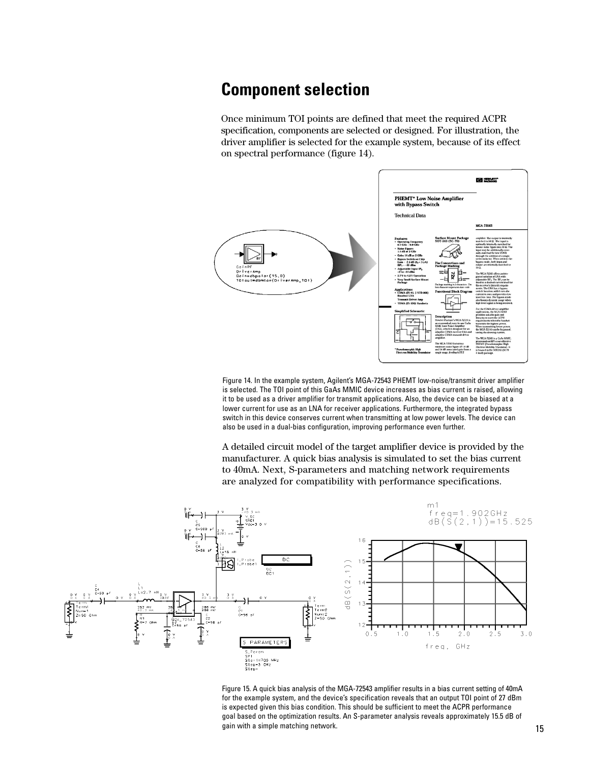# Component selection

Once minimum TOI points are defined that meet the required ACPR specification, components are selected or designed. For illustration, the driver amplifier is selected for the example system, because of its effect on spectral performance (figure 14).

Figure 14. In the example system, Agilent's MGA-72543 PHEMT low-noise/transmit driver amplifier is selected. The TOI point of this GaAs MMIC device increases as bias current is raised, allowing it to be used as a driver amplifier for transmit applications. Also, the device can be biased at a lower current for use as an LNA for receiver applications. Furthermore, the integrated bypass switch in this device conserves current when transmitting at low power levels. The device can also be used in a dual-bias configuration, improving performance even further.

A detailed circuit model of the target amplifier device is provided by the manufacturer. A quick bias analysis is simulated to set the bias current to 40mA. Next, S-parameters and matching network requirements are analyzed for compatibility with performance specifications.

Figure 15. A quick bias analysis of the MGA-72543 amplifier results in a bias current setting of 40mA for the example system, and the device's specification reveals that an output TOI point of 27 dBm is expected given this bias condition. This should be sufficient to meet the ACPR performance goal based on the optimization results. An S-parameter analysis reveals approximately 15.5 dB of gain with a simple matching network.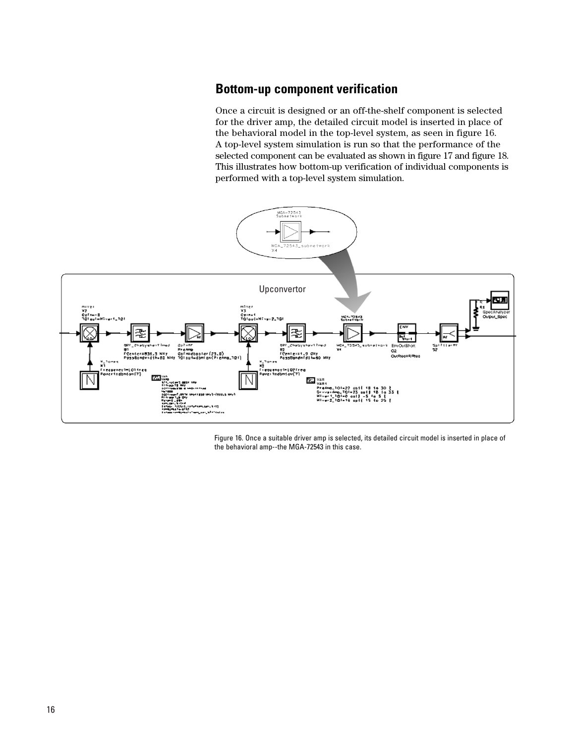## Bottom-up component verification

Once a circuit is designed or an off-the-shelf component is selected for the driver amp, the detailed circuit model is inserted in place of the behavioral model in the top-level system, as seen in figure 16. A top-level system simulation is run so that the performance of the selected component can be evaluated as shown in figure 17 and figure 18. This illustrates how bottom-up verification of individual components is performed with a top-level system simulation.

Figure 16. Once a suitable driver amp is selected, its detailed circuit model is inserted in place of the behavioral amp--the MGA-72543 in this case.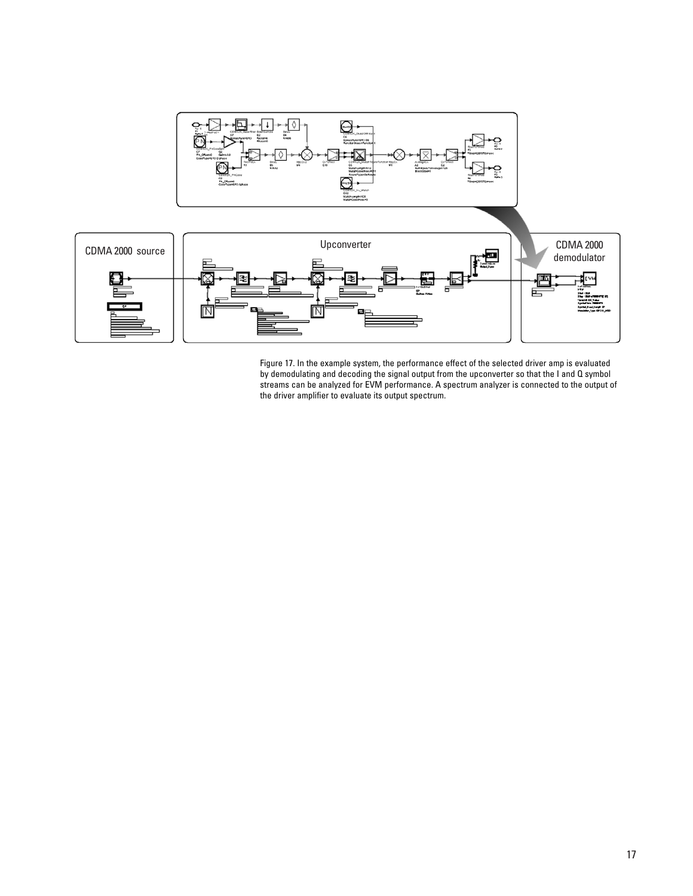Figure 17. In the example system, the performance effect of the selected driver amp is evaluated by demodulating and decoding the signal output from the upconverter so that the I and Q symbol streams can be analyzed for EVM performance. A spectrum analyzer is connected to the output of the driver amplifier to evaluate its output spectrum.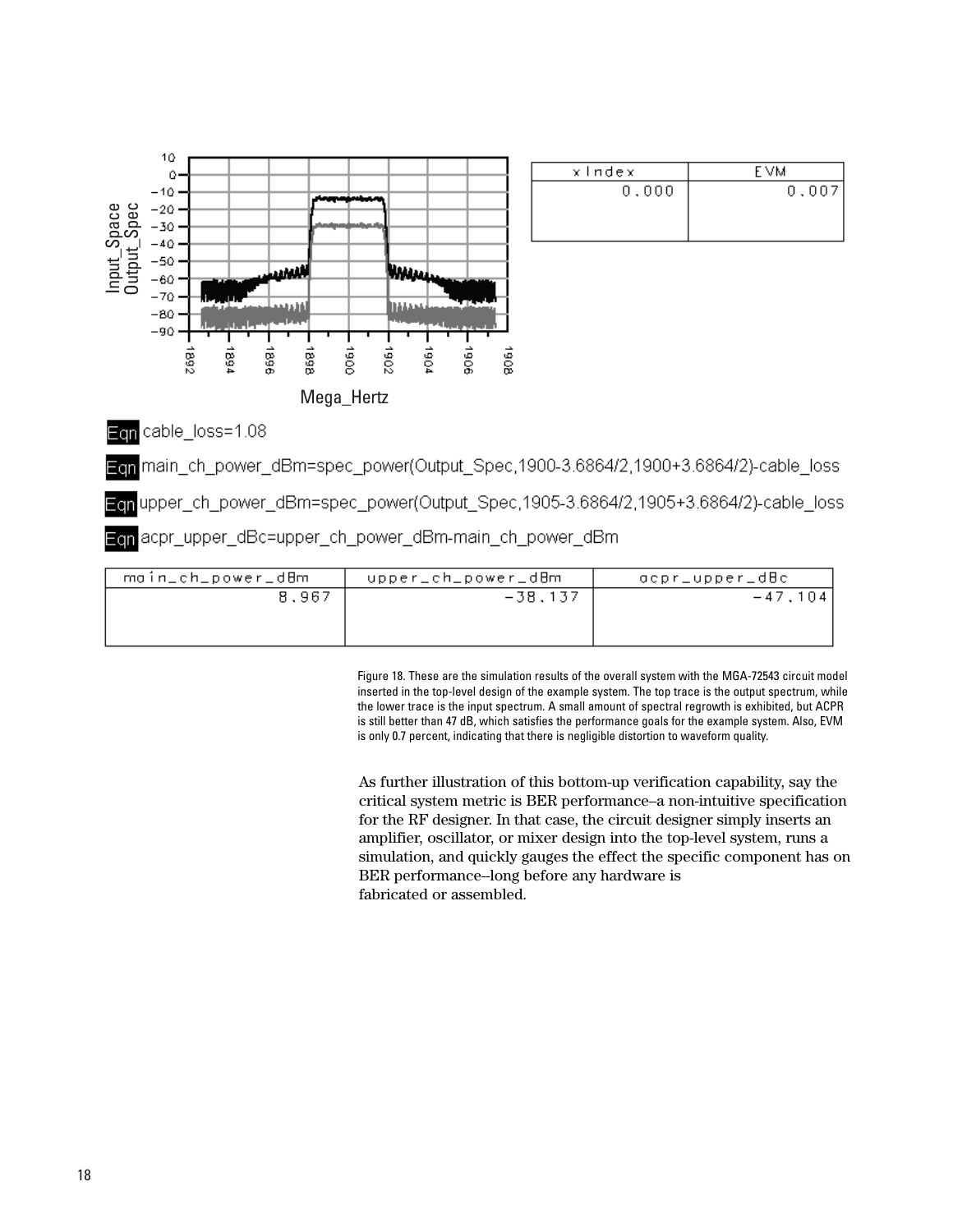| xIndex | EVM |
|---|---|
| 0.000 | 0.007 |

Eqn cable_loss=1.08

Eqn main_ch_power_dBm=spec_power(Output_Spec,1900-3.6864/2,1900+3.6864/2)-cable_loss

Eqn upper_ch_power_dBm=spec_power(Output_Spec,1905-3.6864/2,1905+3.6864/2)-cable_loss

Eqn acpr_upper_dBc=upper_ch_power_dBm-main_ch_power_dBm

| main_ch_power_dBm | upper_ch_power_dBm | acpr_upper_dBc |
|---|---|---|
| 8.967 | -38.137 | -47.104 |

Figure 18. These are the simulation results of the overall system with the MGA-72543 circuit model inserted in the top-level design of the example system. The top trace is the output spectrum, while the lower trace is the input spectrum. A small amount of spectral regrowth is exhibited, but ACPR is still better than 47 dB, which satisfies the performance goals for the example system. Also, EVM is only 0.7 percent, indicating that there is negligible distortion to waveform quality.

As further illustration of this bottom-up verification capability, say the critical system metric is BER performance–a non-intuitive specification for the RF designer. In that case, the circuit designer simply inserts an amplifier, oscillator, or mixer design into the top-level system, runs a simulation, and quickly gauges the effect the specific component has on BER performance–long before any hardware is fabricated or assembled.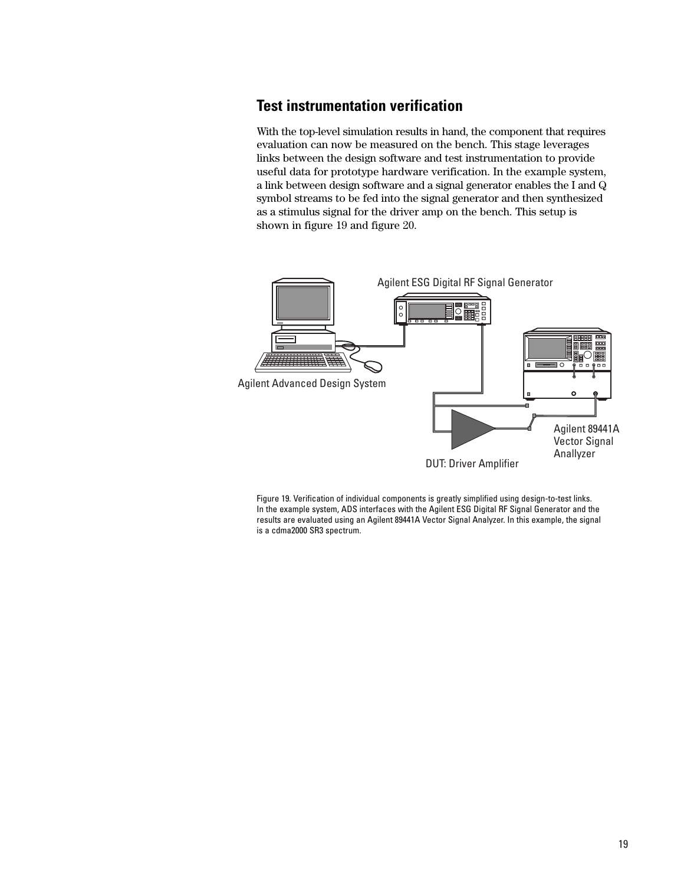## Test instrumentation verification

With the top-level simulation results in hand, the component that requires evaluation can now be measured on the bench. This stage leverages links between the design software and test instrumentation to provide useful data for prototype hardware verification. In the example system, a link between design software and a signal generator enables the I and Q symbol streams to be fed into the signal generator and then synthesized as a stimulus signal for the driver amp on the bench. This setup is shown in figure 19 and figure 20.

Agilent ESG Digital RF Signal Generator

Agilent Advanced Design System

Agilent 89441A Vector Signal Anallyzer

DUT: Driver Amplifier

Figure 19. Verification of individual components is greatly simplified using design-to-test links. In the example system, ADS interfaces with the Agilent ESG Digital RF Signal Generator and the results are evaluated using an Agilent 89441A Vector Signal Analyzer. In this example, the signal is a cdma2000 SR3 spectrum.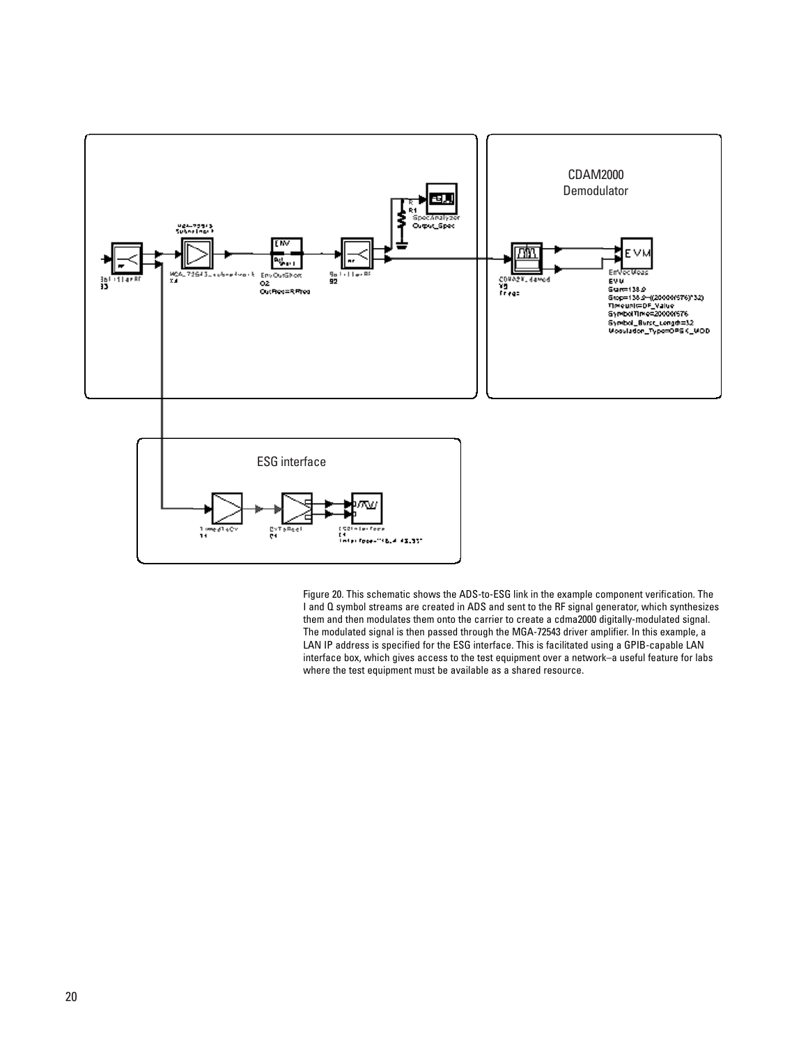CDAM2000
Demodulator

ESG interface

Figure 20. This schematic shows the ADS-to-ESG link in the example component verification. The I and Q symbol streams are created in ADS and sent to the RF signal generator, which synthesizes them and then modulates them onto the carrier to create a cdma2000 digitally-modulated signal. The modulated signal is then passed through the MGA-72543 driver amplifier. In this example, a LAN IP address is specified for the ESG interface. This is facilitated using a GPIB-capable LAN interface box, which gives access to the test equipment over a network–a useful feature for labs where the test equipment must be available as a shared resource.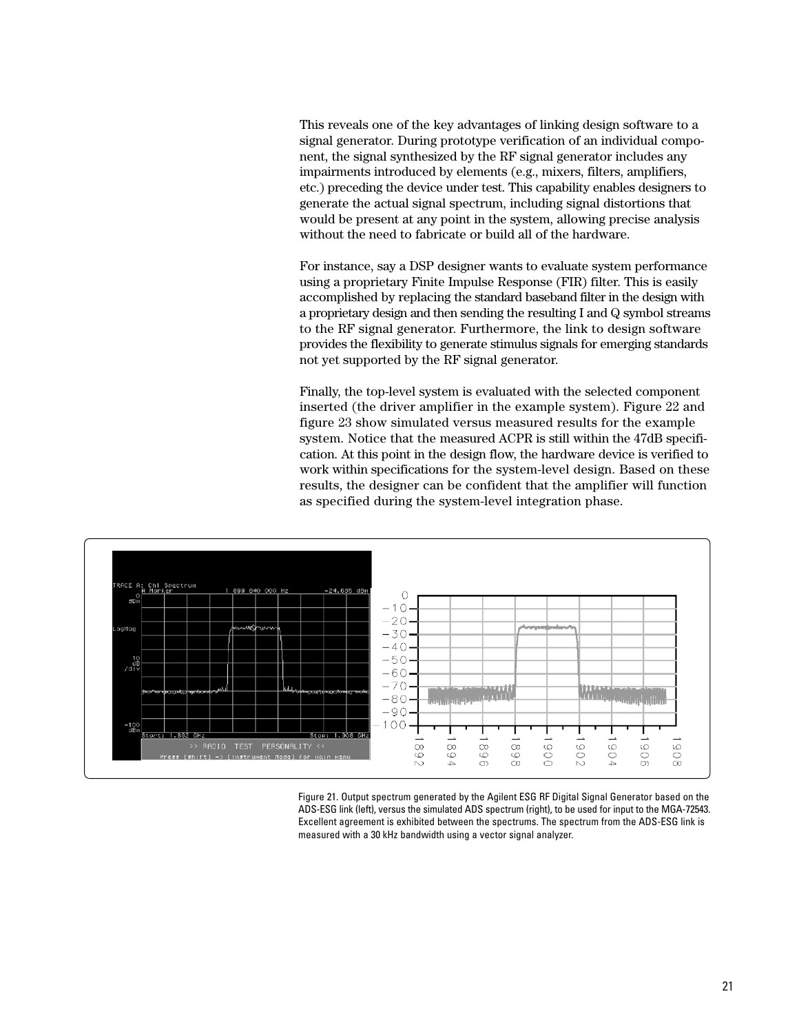This reveals one of the key advantages of linking design software to a signal generator. During prototype verification of an individual component, the signal synthesized by the RF signal generator includes any impairments introduced by elements (e.g., mixers, filters, amplifiers, etc.) preceding the device under test. This capability enables designers to generate the actual signal spectrum, including signal distortions that would be present at any point in the system, allowing precise analysis without the need to fabricate or build all of the hardware.

For instance, say a DSP designer wants to evaluate system performance using a proprietary Finite Impulse Response (FIR) filter. This is easily accomplished by replacing the standard baseband filter in the design with a proprietary design and then sending the resulting I and Q symbol streams to the RF signal generator. Furthermore, the link to design software provides the flexibility to generate stimulus signals for emerging standards not yet supported by the RF signal generator.

Finally, the top-level system is evaluated with the selected component inserted (the driver amplifier in the example system). Figure 22 and figure 23 show simulated versus measured results for the example system. Notice that the measured ACPR is still within the 47dB specification. At this point in the design flow, the hardware device is verified to work within specifications for the system-level design. Based on these results, the designer can be confident that the amplifier will function as specified during the system-level integration phase.

Figure 21. Output spectrum generated by the Agilent ESG RF Digital Signal Generator based on the ADS-ESG link (left), versus the simulated ADS spectrum (right), to be used for input to the MGA-72543. Excellent agreement is exhibited between the spectrums. The spectrum from the ADS-ESG link is measured with a 30 kHz bandwidth using a vector signal analyzer.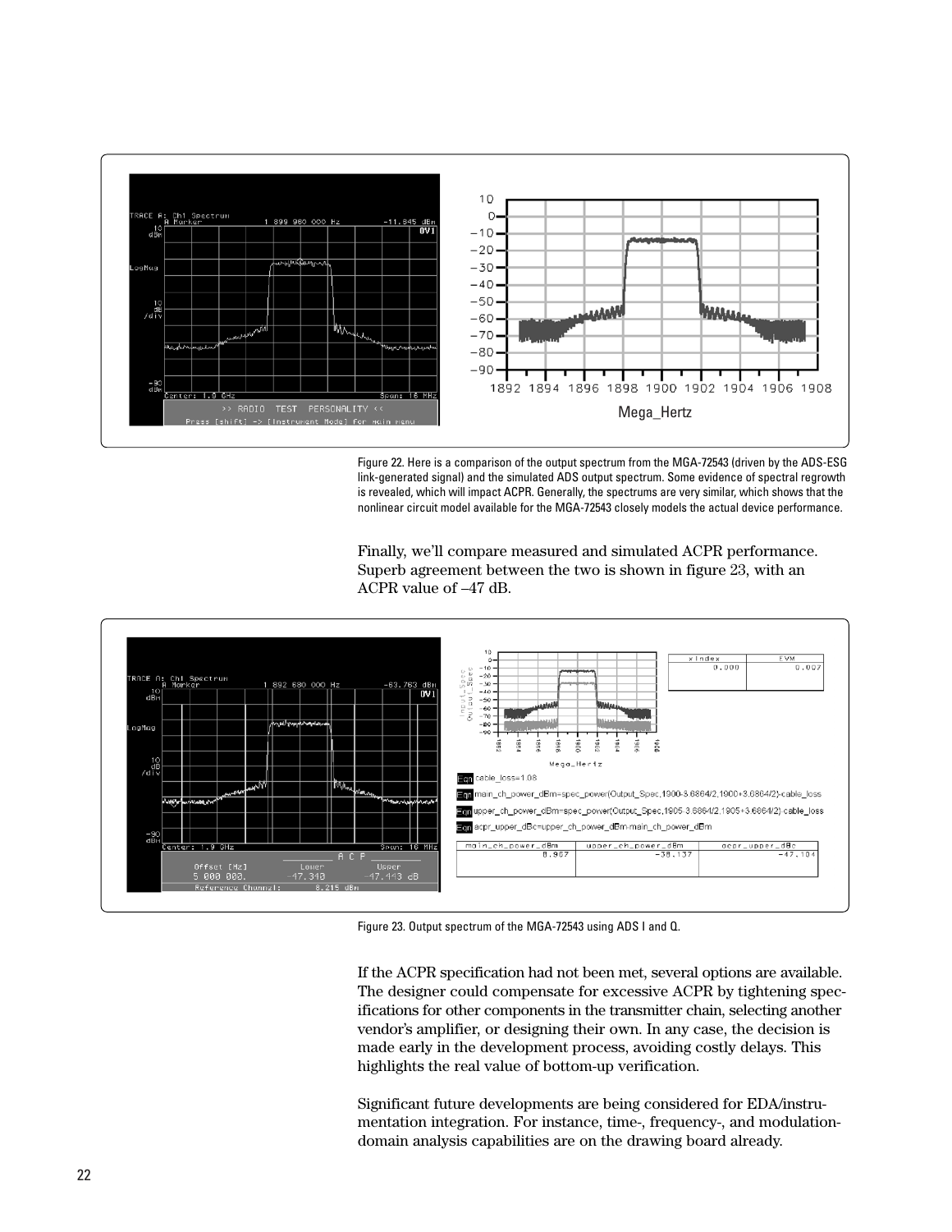Figure 22. Here is a comparison of the output spectrum from the MGA-72543 (driven by the ADS-ESG link-generated signal) and the simulated ADS output spectrum. Some evidence of spectral regrowth is revealed, which will impact ACPR. Generally, the spectrums are very similar, which shows that the nonlinear circuit model available for the MGA-72543 closely models the actual device performance.

Finally, we'll compare measured and simulated ACPR performance. Superb agreement between the two is shown in figure 23, with an ACPR value of –47 dB.

Figure 23. Output spectrum of the MGA-72543 using ADS I and Q.

If the ACPR specification had not been met, several options are available. The designer could compensate for excessive ACPR by tightening specifications for other components in the transmitter chain, selecting another vendor's amplifier, or designing their own. In any case, the decision is made early in the development process, avoiding costly delays. This highlights the real value of bottom-up verification.

Significant future developments are being considered for EDA/instrumentation integration. For instance, time-, frequency-, and modulation-domain analysis capabilities are on the drawing board already.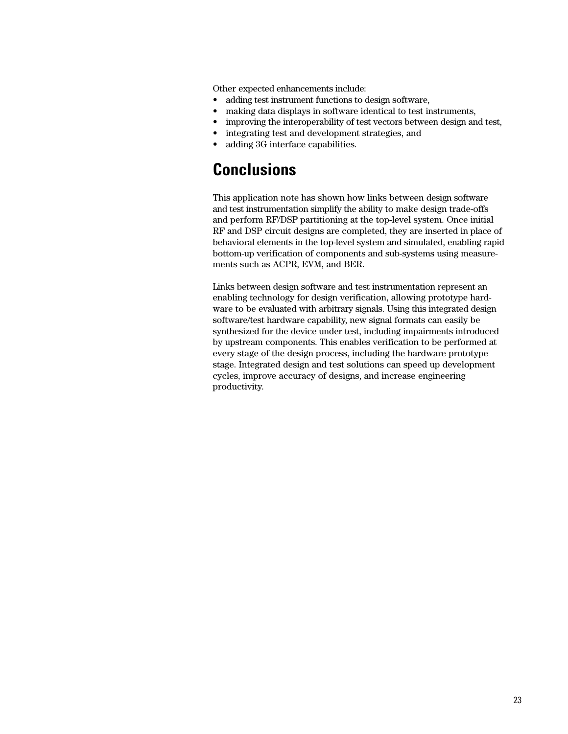Other expected enhancements include:

- adding test instrument functions to design software,
- making data displays in software identical to test instruments,
- improving the interoperability of test vectors between design and test,
- integrating test and development strategies, and
- adding 3G interface capabilities.

## Conclusions

This application note has shown how links between design software and test instrumentation simplify the ability to make design trade-offs and perform RF/DSP partitioning at the top-level system. Once initial RF and DSP circuit designs are completed, they are inserted in place of behavioral elements in the top-level system and simulated, enabling rapid bottom-up verification of components and sub-systems using measurements such as ACPR, EVM, and BER.

Links between design software and test instrumentation represent an enabling technology for design verification, allowing prototype hardware to be evaluated with arbitrary signals. Using this integrated design software/test hardware capability, new signal formats can easily be synthesized for the device under test, including impairments introduced by upstream components. This enables verification to be performed at every stage of the design process, including the hardware prototype stage. Integrated design and test solutions can speed up development cycles, improve accuracy of designs, and increase engineering productivity.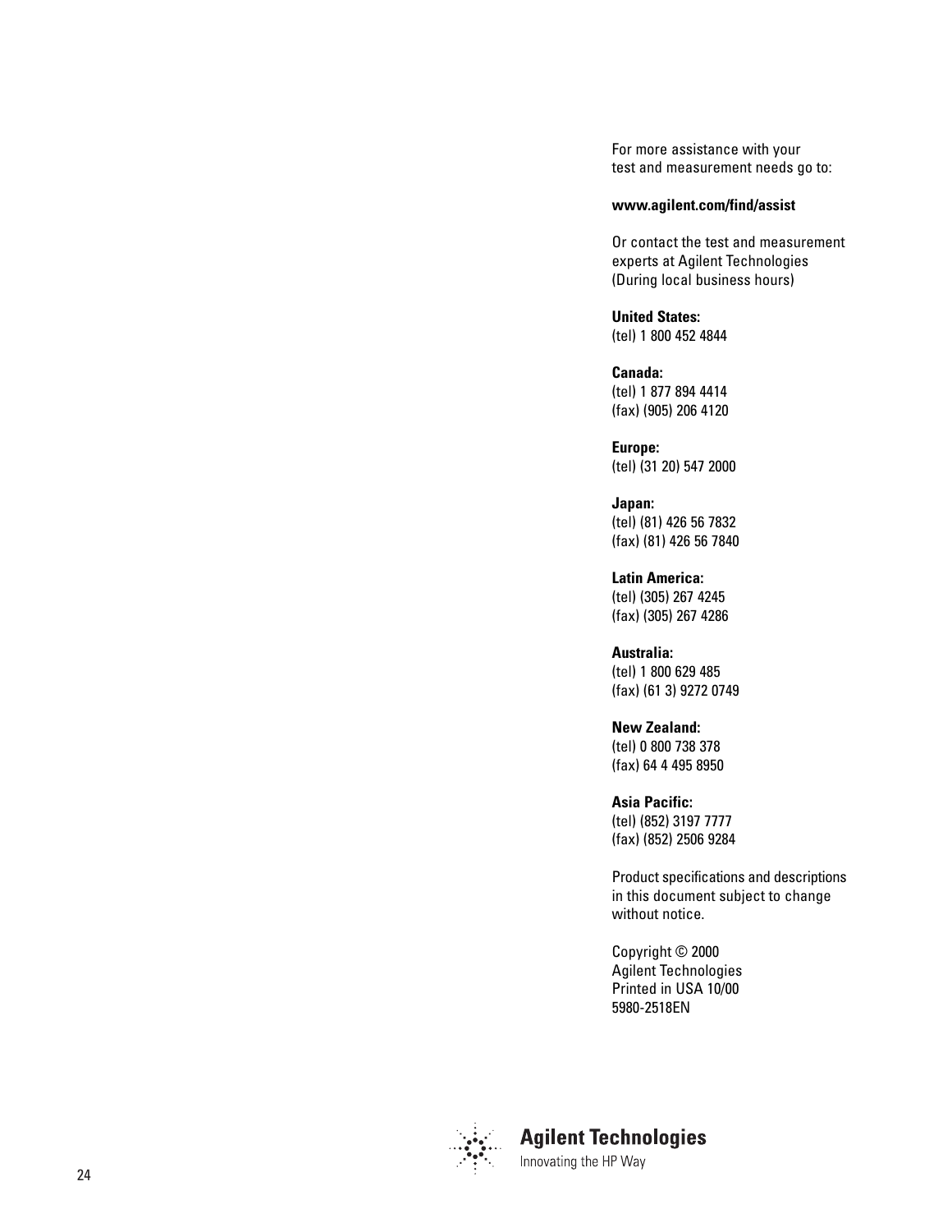For more assistance with your test and measurement needs go to:

**www.agilent.com/find/assist**

Or contact the test and measurement experts at Agilent Technologies (During local business hours)

**United States:**
(tel) 1 800 452 4844

**Canada:**
(tel) 1 877 894 4414
(fax) (905) 206 4120

**Europe:**
(tel) (31 20) 547 2000

**Japan:**
(tel) (81) 426 56 7832
(fax) (81) 426 56 7840

**Latin America:**
(tel) (305) 267 4245
(fax) (305) 267 4286

**Australia:**
(tel) 1 800 629 485
(fax) (61 3) 9272 0749

**New Zealand:**
(tel) 0 800 738 378
(fax) 64 4 495 8950

**Asia Pacific:**
(tel) (852) 3197 7777
(fax) (852) 2506 9284

Product specifications and descriptions in this document subject to change without notice.

Copyright © 2000
Agilent Technologies
Printed in USA 10/00
5980-2518EN

**Agilent Technologies**
Innovating the HP Way